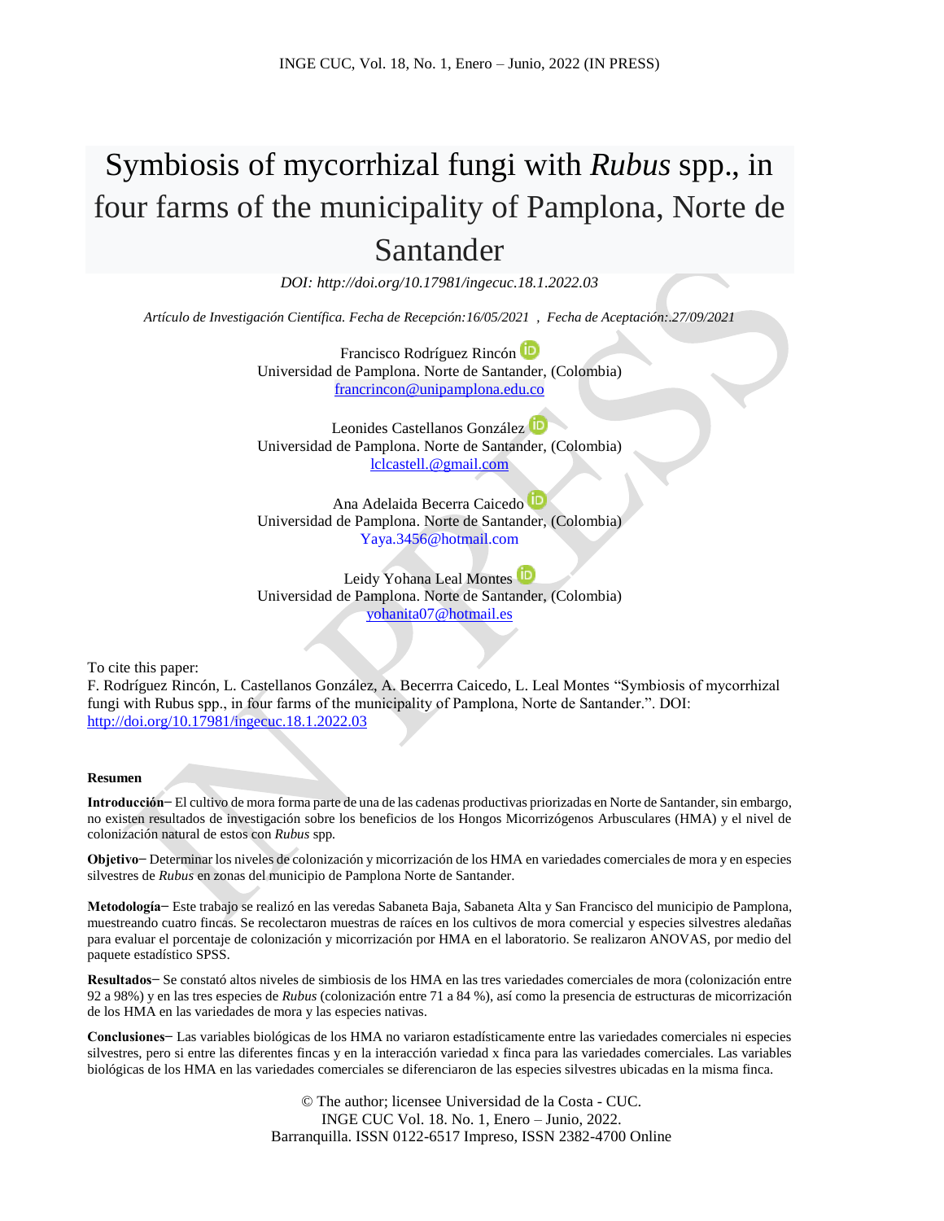# Symbiosis of mycorrhizal fungi with *Rubus* spp., in four farms of the municipality of Pamplona, Norte de Santander

*DOI: http://doi.org/10.17981/ingecuc.18.1.2022.03*

*Artículo de Investigación Científica. Fecha de Recepción:16/05/2021 , Fecha de Aceptación:.27/09/2021*

Francisco Rodríguez Rincón
Universidad de Pamplona. Norte de Santander, (Colombia)
francrincon@unipamplona.edu.co

Leonides Castellanos González
Universidad de Pamplona. Norte de Santander, (Colombia)
lclcastell.@gmail.com

Ana Adelaida Becerra Caicedo
Universidad de Pamplona. Norte de Santander, (Colombia)
Yaya.3456@hotmail.com

Leidy Yohana Leal Montes
Universidad de Pamplona. Norte de Santander, (Colombia)
yohanita07@hotmail.es

To cite this paper:
F. Rodríguez Rincón, L. Castellanos González, A. Becerrra Caicedo, L. Leal Montes "Symbiosis of mycorrhizal fungi with Rubus spp., in four farms of the municipality of Pamplona, Norte de Santander.". DOI: http://doi.org/10.17981/ingecuc.18.1.2022.03

**Resumen**

**Introducción**− El cultivo de mora forma parte de una de las cadenas productivas priorizadas en Norte de Santander, sin embargo, no existen resultados de investigación sobre los beneficios de los Hongos Micorrizógenos Arbusculares (HMA) y el nivel de colonización natural de estos con *Rubus* spp.

**Objetivo**− Determinar los niveles de colonización y micorrización de los HMA en variedades comerciales de mora y en especies silvestres de *Rubus* en zonas del municipio de Pamplona Norte de Santander.

**Metodología**− Este trabajo se realizó en las veredas Sabaneta Baja, Sabaneta Alta y San Francisco del municipio de Pamplona, muestreando cuatro fincas. Se recolectaron muestras de raíces en los cultivos de mora comercial y especies silvestres aledañas para evaluar el porcentaje de colonización y micorrización por HMA en el laboratorio. Se realizaron ANOVAS, por medio del paquete estadístico SPSS.

**Resultados**− Se constató altos niveles de simbiosis de los HMA en las tres variedades comerciales de mora (colonización entre 92 a 98%) y en las tres especies de *Rubus* (colonización entre 71 a 84 %), así como la presencia de estructuras de micorrización de los HMA en las variedades de mora y las especies nativas.

**Conclusiones**− Las variables biológicas de los HMA no variaron estadísticamente entre las variedades comerciales ni especies silvestres, pero si entre las diferentes fincas y en la interacción variedad x finca para las variedades comerciales. Las variables biológicas de los HMA en las variedades comerciales se diferenciaron de las especies silvestres ubicadas en la misma finca.

© The author; licensee Universidad de la Costa - CUC.
INGE CUC Vol. 18. No. 1, Enero – Junio, 2022.
Barranquilla. ISSN 0122-6517 Impreso, ISSN 2382-4700 Online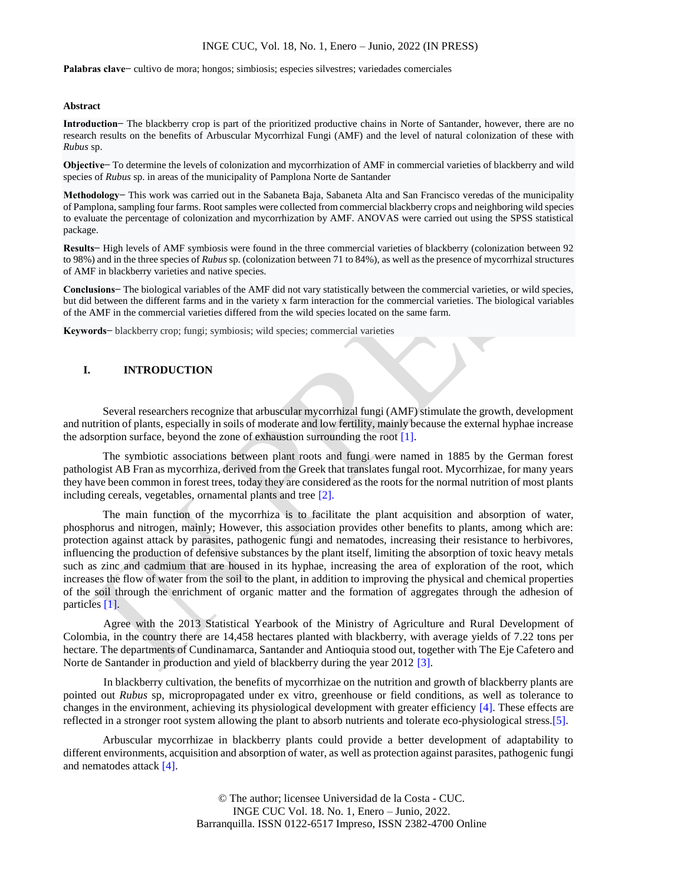**Palabras clave**– cultivo de mora; hongos; simbiosis; especies silvestres; variedades comerciales

**Abstract**

**Introduction**– The blackberry crop is part of the prioritized productive chains in Norte of Santander, however, there are no research results on the benefits of Arbuscular Mycorrhizal Fungi (AMF) and the level of natural colonization of these with *Rubus* sp.

**Objective**– To determine the levels of colonization and mycorrhization of AMF in commercial varieties of blackberry and wild species of *Rubus* sp. in areas of the municipality of Pamplona Norte de Santander

**Methodology**– This work was carried out in the Sabaneta Baja, Sabaneta Alta and San Francisco veredas of the municipality of Pamplona, sampling four farms. Root samples were collected from commercial blackberry crops and neighboring wild species to evaluate the percentage of colonization and mycorrhization by AMF. ANOVAS were carried out using the SPSS statistical package.

**Results**– High levels of AMF symbiosis were found in the three commercial varieties of blackberry (colonization between 92 to 98%) and in the three species of *Rubus* sp. (colonization between 71 to 84%), as well as the presence of mycorrhizal structures of AMF in blackberry varieties and native species.

**Conclusions**– The biological variables of the AMF did not vary statistically between the commercial varieties, or wild species, but did between the different farms and in the variety x farm interaction for the commercial varieties. The biological variables of the AMF in the commercial varieties differed from the wild species located on the same farm.

**Keywords**– blackberry crop; fungi; symbiosis; wild species; commercial varieties

## I. INTRODUCTION

Several researchers recognize that arbuscular mycorrhizal fungi (AMF) stimulate the growth, development and nutrition of plants, especially in soils of moderate and low fertility, mainly because the external hyphae increase the adsorption surface, beyond the zone of exhaustion surrounding the root [1].

The symbiotic associations between plant roots and fungi were named in 1885 by the German forest pathologist AB Fran as mycorrhiza, derived from the Greek that translates fungal root. Mycorrhizae, for many years they have been common in forest trees, today they are considered as the roots for the normal nutrition of most plants including cereals, vegetables, ornamental plants and tree [2].

The main function of the mycorrhiza is to facilitate the plant acquisition and absorption of water, phosphorus and nitrogen, mainly; However, this association provides other benefits to plants, among which are: protection against attack by parasites, pathogenic fungi and nematodes, increasing their resistance to herbivores, influencing the production of defensive substances by the plant itself, limiting the absorption of toxic heavy metals such as zinc and cadmium that are housed in its hyphae, increasing the area of exploration of the root, which increases the flow of water from the soil to the plant, in addition to improving the physical and chemical properties of the soil through the enrichment of organic matter and the formation of aggregates through the adhesion of particles [1].

Agree with the 2013 Statistical Yearbook of the Ministry of Agriculture and Rural Development of Colombia, in the country there are 14,458 hectares planted with blackberry, with average yields of 7.22 tons per hectare. The departments of Cundinamarca, Santander and Antioquia stood out, together with The Eje Cafetero and Norte de Santander in production and yield of blackberry during the year 2012 [3].

In blackberry cultivation, the benefits of mycorrhizae on the nutrition and growth of blackberry plants are pointed out *Rubus* sp, micropropagated under ex vitro, greenhouse or field conditions, as well as tolerance to changes in the environment, achieving its physiological development with greater efficiency [4]. These effects are reflected in a stronger root system allowing the plant to absorb nutrients and tolerate eco-physiological stress.[5].

Arbuscular mycorrhizae in blackberry plants could provide a better development of adaptability to different environments, acquisition and absorption of water, as well as protection against parasites, pathogenic fungi and nematodes attack [4].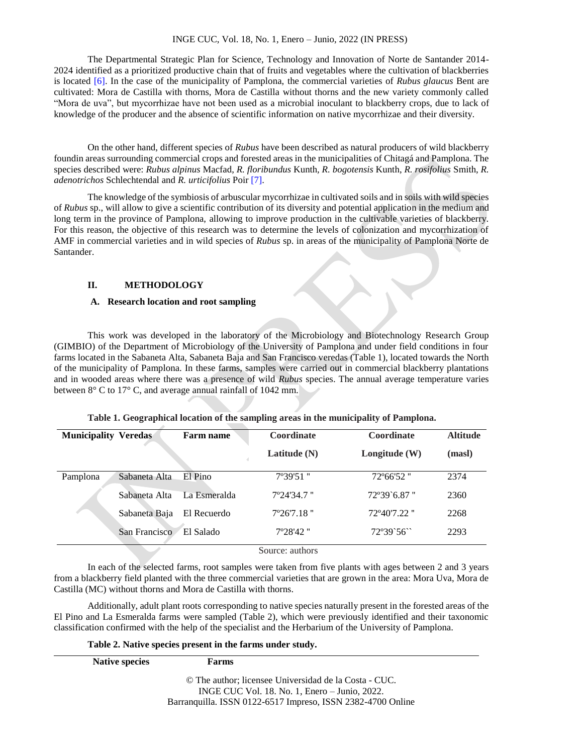The Departmental Strategic Plan for Science, Technology and Innovation of Norte de Santander 2014-2024 identified as a prioritized productive chain that of fruits and vegetables where the cultivation of blackberries is located [6]. In the case of the municipality of Pamplona, the commercial varieties of *Rubus glaucus* Bent are cultivated: Mora de Castilla with thorns, Mora de Castilla without thorns and the new variety commonly called "Mora de uva", but mycorrhizae have not been used as a microbial inoculant to blackberry crops, due to lack of knowledge of the producer and the absence of scientific information on native mycorrhizae and their diversity.

On the other hand, different species of *Rubus* have been described as natural producers of wild blackberry foundin areas surrounding commercial crops and forested areas in the municipalities of Chitagá and Pamplona. The species described were: *Rubus alpinus* Macfad, *R. floribundus* Kunth, *R. bogotensis* Kunth, *R. rosifolius* Smith, *R. adenotrichos* Schlechtendal and *R. urticifolius* Poir [7].

The knowledge of the symbiosis of arbuscular mycorrhizae in cultivated soils and in soils with wild species of *Rubus* sp., will allow to give a scientific contribution of its diversity and potential application in the medium and long term in the province of Pamplona, allowing to improve production in the cultivable varieties of blackberry. For this reason, the objective of this research was to determine the levels of colonization and mycorrhization of AMF in commercial varieties and in wild species of *Rubus* sp. in areas of the municipality of Pamplona Norte de Santander.

## II. METHODOLOGY

### A. Research location and root sampling

This work was developed in the laboratory of the Microbiology and Biotechnology Research Group (GIMBIO) of the Department of Microbiology of the University of Pamplona and under field conditions in four farms located in the Sabaneta Alta, Sabaneta Baja and San Francisco veredas (Table 1), located towards the North of the municipality of Pamplona. In these farms, samples were carried out in commercial blackberry plantations and in wooded areas where there was a presence of wild *Rubus* species. The annual average temperature varies between 8° C to 17° C, and average annual rainfall of 1042 mm.

**Table 1. Geographical location of the sampling areas in the municipality of Pamplona.**

| Municipality | Veredas | Farm name | Coordinate Latitude (N) | Coordinate Longitude (W) | Altitude (masl) |
|---|---|---|---|---|---|
| Pamplona | Sabaneta Alta | El Pino | 7º39'51 " | 72º66'52 " | 2374 |
| | Sabaneta Alta | La Esmeralda | 7º24'34.7 " | 72º39`6.87 " | 2360 |
| | Sabaneta Baja | El Recuerdo | 7º26'7.18 " | 72º40'7.22 " | 2268 |
| | San Francisco | El Salado | 7º28'42 " | 72º39`56`` | 2293 |

Source: authors

In each of the selected farms, root samples were taken from five plants with ages between 2 and 3 years from a blackberry field planted with the three commercial varieties that are grown in the area: Mora Uva, Mora de Castilla (MC) without thorns and Mora de Castilla with thorns.

Additionally, adult plant roots corresponding to native species naturally present in the forested areas of the El Pino and La Esmeralda farms were sampled (Table 2), which were previously identified and their taxonomic classification confirmed with the help of the specialist and the Herbarium of the University of Pamplona.

**Table 2. Native species present in the farms under study.**

| Native species | Farms |
|---|---|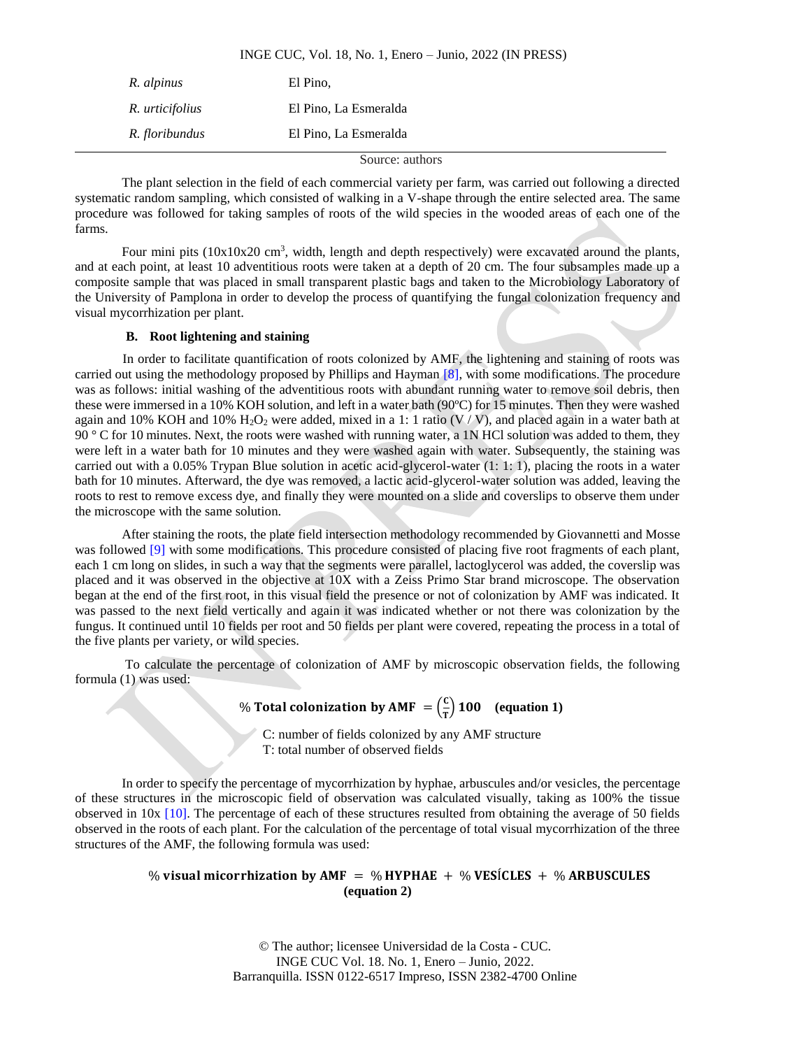| | |
|---|---|
| *R. alpinus* | El Pino, |
| *R. urticifolius* | El Pino, La Esmeralda |
| *R. floribundus* | El Pino, La Esmeralda |

Source: authors

The plant selection in the field of each commercial variety per farm, was carried out following a directed systematic random sampling, which consisted of walking in a V-shape through the entire selected area. The same procedure was followed for taking samples of roots of the wild species in the wooded areas of each one of the farms.

Four mini pits (10x10x20 $cm^3$, width, length and depth respectively) were excavated around the plants, and at each point, at least 10 adventitious roots were taken at a depth of 20 cm. The four subsamples made up a composite sample that was placed in small transparent plastic bags and taken to the Microbiology Laboratory of the University of Pamplona in order to develop the process of quantifying the fungal colonization frequency and visual mycorrhization per plant.

### B. Root lightening and staining

In order to facilitate quantification of roots colonized by AMF, the lightening and staining of roots was carried out using the methodology proposed by Phillips and Hayman [8], with some modifications. The procedure was as follows: initial washing of the adventitious roots with abundant running water to remove soil debris, then these were immersed in a 10% KOH solution, and left in a water bath (90ºC) for 15 minutes. Then they were washed again and 10% KOH and 10% $H_2O_2$ were added, mixed in a 1: 1 ratio (V / V), and placed again in a water bath at 90 ° C for 10 minutes. Next, the roots were washed with running water, a 1N HCl solution was added to them, they were left in a water bath for 10 minutes and they were washed again with water. Subsequently, the staining was carried out with a 0.05% Trypan Blue solution in acetic acid-glycerol-water (1: 1: 1), placing the roots in a water bath for 10 minutes. Afterward, the dye was removed, a lactic acid-glycerol-water solution was added, leaving the roots to rest to remove excess dye, and finally they were mounted on a slide and coverslips to observe them under the microscope with the same solution.

After staining the roots, the plate field intersection methodology recommended by Giovannetti and Mosse was followed [9] with some modifications. This procedure consisted of placing five root fragments of each plant, each 1 cm long on slides, in such a way that the segments were parallel, lactoglycerol was added, the coverslip was placed and it was observed in the objective at 10X with a Zeiss Primo Star brand microscope. The observation began at the end of the first root, in this visual field the presence or not of colonization by AMF was indicated. It was passed to the next field vertically and again it was indicated whether or not there was colonization by the fungus. It continued until 10 fields per root and 50 fields per plant were covered, repeating the process in a total of the five plants per variety, or wild species.

To calculate the percentage of colonization of AMF by microscopic observation fields, the following formula (1) was used:

$$\% \ \textbf{Total colonization by AMF} = \left(\frac{\mathbf{C}}{\mathbf{T}}\right) \mathbf{100} \quad \textbf{(equation 1)}$$

C: number of fields colonized by any AMF structure
T: total number of observed fields

In order to specify the percentage of mycorrhization by hyphae, arbuscules and/or vesicles, the percentage of these structures in the microscopic field of observation was calculated visually, taking as 100% the tissue observed in 10x [10]. The percentage of each of these structures resulted from obtaining the average of 50 fields observed in the roots of each plant. For the calculation of the percentage of total visual mycorrhization of the three structures of the AMF, the following formula was used:

$$\% \ \textbf{visual micorrhization by AMF} = \% \ \textbf{HYPHAE} + \% \ \textbf{VESÍCLES} + \% \ \textbf{ARBUSCULES} \quad \textbf{(equation 2)}$$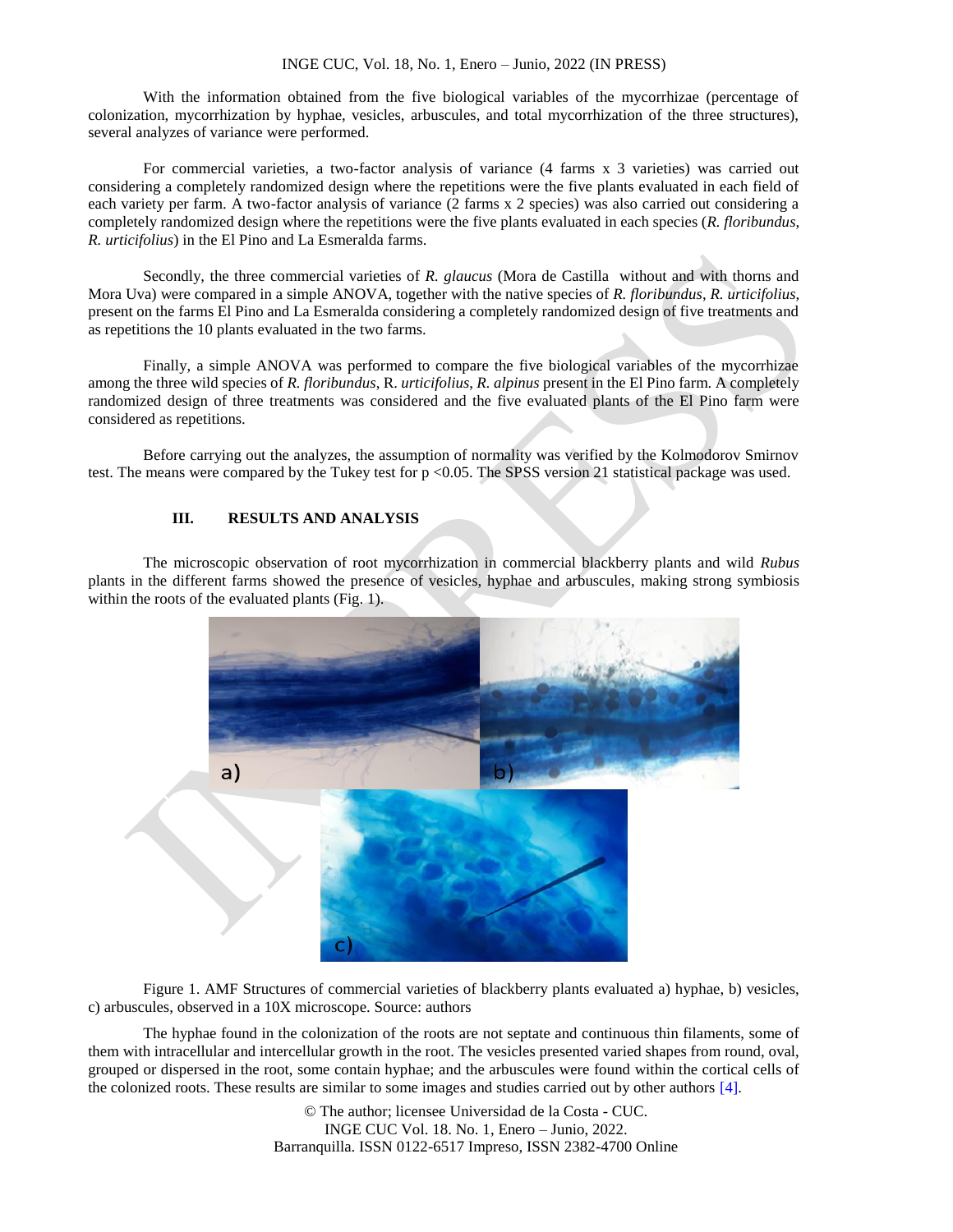With the information obtained from the five biological variables of the mycorrhizae (percentage of colonization, mycorrhization by hyphae, vesicles, arbuscules, and total mycorrhization of the three structures), several analyzes of variance were performed.

For commercial varieties, a two-factor analysis of variance (4 farms x 3 varieties) was carried out considering a completely randomized design where the repetitions were the five plants evaluated in each field of each variety per farm. A two-factor analysis of variance (2 farms x 2 species) was also carried out considering a completely randomized design where the repetitions were the five plants evaluated in each species (*R. floribundus*, *R. urticifolius*) in the El Pino and La Esmeralda farms.

Secondly, the three commercial varieties of *R. glaucus* (Mora de Castilla without and with thorns and Mora Uva) were compared in a simple ANOVA, together with the native species of *R. floribundus*, *R. urticifolius*, present on the farms El Pino and La Esmeralda considering a completely randomized design of five treatments and as repetitions the 10 plants evaluated in the two farms.

Finally, a simple ANOVA was performed to compare the five biological variables of the mycorrhizae among the three wild species of *R. floribundus*, R. *urticifolius, R. alpinus* present in the El Pino farm. A completely randomized design of three treatments was considered and the five evaluated plants of the El Pino farm were considered as repetitions.

Before carrying out the analyzes, the assumption of normality was verified by the Kolmodorov Smirnov test. The means were compared by the Tukey test for $p < 0.05$. The SPSS version 21 statistical package was used.

## III. RESULTS AND ANALYSIS

The microscopic observation of root mycorrhization in commercial blackberry plants and wild *Rubus* plants in the different farms showed the presence of vesicles, hyphae and arbuscules, making strong symbiosis within the roots of the evaluated plants (Fig. 1).

a)

b)

c)

Figure 1. AMF Structures of commercial varieties of blackberry plants evaluated a) hyphae, b) vesicles, c) arbuscules, observed in a 10X microscope. Source: authors

The hyphae found in the colonization of the roots are not septate and continuous thin filaments, some of them with intracellular and intercellular growth in the root. The vesicles presented varied shapes from round, oval, grouped or dispersed in the root, some contain hyphae; and the arbuscules were found within the cortical cells of the colonized roots. These results are similar to some images and studies carried out by other authors [4].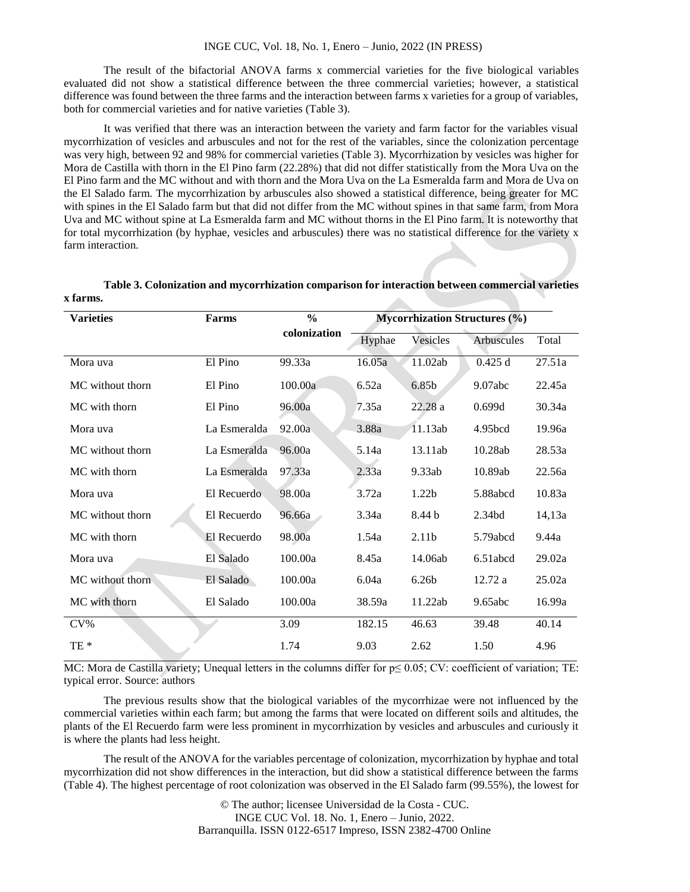The result of the bifactorial ANOVA farms x commercial varieties for the five biological variables evaluated did not show a statistical difference between the three commercial varieties; however, a statistical difference was found between the three farms and the interaction between farms x varieties for a group of variables, both for commercial varieties and for native varieties (Table 3).

It was verified that there was an interaction between the variety and farm factor for the variables visual mycorrhization of vesicles and arbuscules and not for the rest of the variables, since the colonization percentage was very high, between 92 and 98% for commercial varieties (Table 3). Mycorrhization by vesicles was higher for Mora de Castilla with thorn in the El Pino farm (22.28%) that did not differ statistically from the Mora Uva on the El Pino farm and the MC without and with thorn and the Mora Uva on the La Esmeralda farm and Mora de Uva on the El Salado farm. The mycorrhization by arbuscules also showed a statistical difference, being greater for MC with spines in the El Salado farm but that did not differ from the MC without spines in that same farm, from Mora Uva and MC without spine at La Esmeralda farm and MC without thorns in the El Pino farm. It is noteworthy that for total mycorrhization (by hyphae, vesicles and arbuscules) there was no statistical difference for the variety x farm interaction.

**Table 3. Colonization and mycorrhization comparison for interaction between commercial varieties x farms.**

| Varieties | Farms | % colonization | Mycorrhization Structures (%) | | | |
|---|---|---|---|---|---|---|
| | | | Hyphae | Vesicles | Arbuscules | Total |
| Mora uva | El Pino | 99.33a | 16.05a | 11.02ab | 0.425 d | 27.51a |
| MC without thorn | El Pino | 100.00a | 6.52a | 6.85b | 9.07abc | 22.45a |
| MC with thorn | El Pino | 96.00a | 7.35a | 22.28 a | 0.699d | 30.34a |
| Mora uva | La Esmeralda | 92.00a | 3.88a | 11.13ab | 4.95bcd | 19.96a |
| MC without thorn | La Esmeralda | 96.00a | 5.14a | 13.11ab | 10.28ab | 28.53a |
| MC with thorn | La Esmeralda | 97.33a | 2.33a | 9.33ab | 10.89ab | 22.56a |
| Mora uva | El Recuerdo | 98.00a | 3.72a | 1.22b | 5.88abcd | 10.83a |
| MC without thorn | El Recuerdo | 96.66a | 3.34a | 8.44 b | 2.34bd | 14,13a |
| MC with thorn | El Recuerdo | 98.00a | 1.54a | 2.11b | 5.79abcd | 9.44a |
| Mora uva | El Salado | 100.00a | 8.45a | 14.06ab | 6.51abcd | 29.02a |
| MC without thorn | El Salado | 100.00a | 6.04a | 6.26b | 12.72 a | 25.02a |
| MC with thorn | El Salado | 100.00a | 38.59a | 11.22ab | 9.65abc | 16.99a |
| CV% | | 3.09 | 182.15 | 46.63 | 39.48 | 40.14 |
| TE * | | 1.74 | 9.03 | 2.62 | 1.50 | 4.96 |

MC: Mora de Castilla variety; Unequal letters in the columns differ for $p \leq 0.05$; CV: coefficient of variation; TE: typical error. Source: authors

The previous results show that the biological variables of the mycorrhizae were not influenced by the commercial varieties within each farm; but among the farms that were located on different soils and altitudes, the plants of the El Recuerdo farm were less prominent in mycorrhization by vesicles and arbuscules and curiously it is where the plants had less height.

The result of the ANOVA for the variables percentage of colonization, mycorrhization by hyphae and total mycorrhization did not show differences in the interaction, but did show a statistical difference between the farms (Table 4). The highest percentage of root colonization was observed in the El Salado farm (99.55%), the lowest for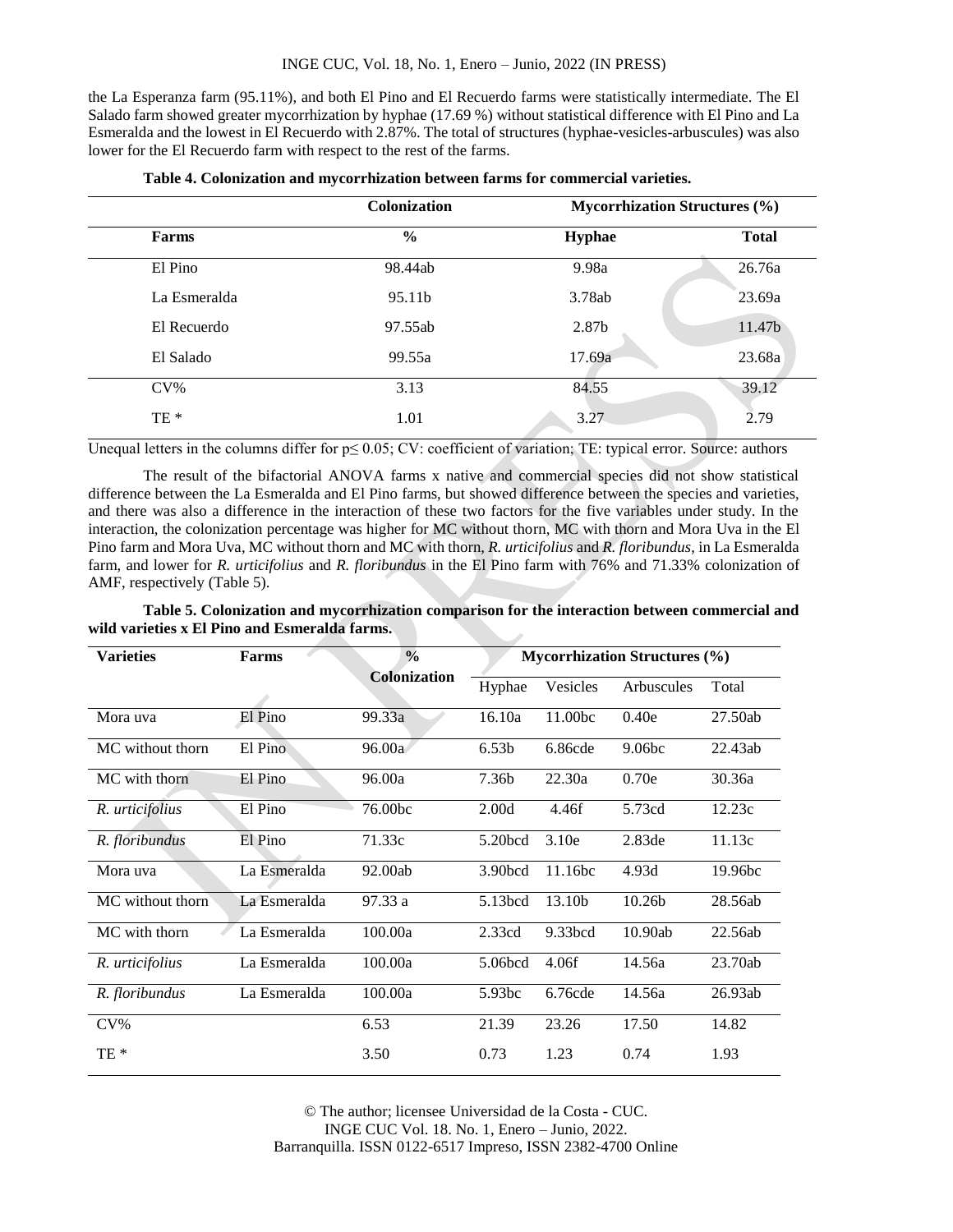the La Esperanza farm (95.11%), and both El Pino and El Recuerdo farms were statistically intermediate. The El Salado farm showed greater mycorrhization by hyphae (17.69 %) without statistical difference with El Pino and La Esmeralda and the lowest in El Recuerdo with 2.87%. The total of structures (hyphae-vesicles-arbuscules) was also lower for the El Recuerdo farm with respect to the rest of the farms.

**Table 4. Colonization and mycorrhization between farms for commercial varieties.**

| | Colonization | Mycorrhization Structures (%) | |
|---|---|---|---|
| **Farms** | **%** | **Hyphae** | **Total** |
| El Pino | 98.44ab | 9.98a | 26.76a |
| La Esmeralda | 95.11b | 3.78ab | 23.69a |
| El Recuerdo | 97.55ab | 2.87b | 11.47b |
| El Salado | 99.55a | 17.69a | 23.68a |
| CV% | 3.13 | 84.55 | 39.12 |
| TE * | 1.01 | 3.27 | 2.79 |

Unequal letters in the columns differ for p≤ 0.05; CV: coefficient of variation; TE: typical error. Source: authors

The result of the bifactorial ANOVA farms x native and commercial species did not show statistical difference between the La Esmeralda and El Pino farms, but showed difference between the species and varieties, and there was also a difference in the interaction of these two factors for the five variables under study. In the interaction, the colonization percentage was higher for MC without thorn, MC with thorn and Mora Uva in the El Pino farm and Mora Uva, MC without thorn and MC with thorn, *R. urticifolius* and *R. floribundus*, in La Esmeralda farm, and lower for *R. urticifolius* and *R. floribundus* in the El Pino farm with 76% and 71.33% colonization of AMF, respectively (Table 5).

**Table 5. Colonization and mycorrhization comparison for the interaction between commercial and wild varieties x El Pino and Esmeralda farms.**

| Varieties | Farms | % Colonization | Mycorrhization Structures (%) | | | |
|---|---|---|---|---|---|---|
| | | | Hyphae | Vesicles | Arbuscules | Total |
| Mora uva | El Pino | 99.33a | 16.10a | 11.00bc | 0.40e | 27.50ab |
| MC without thorn | El Pino | 96.00a | 6.53b | 6.86cde | 9.06bc | 22.43ab |
| MC with thorn | El Pino | 96.00a | 7.36b | 22.30a | 0.70e | 30.36a |
| *R. urticifolius* | El Pino | 76.00bc | 2.00d | 4.46f | 5.73cd | 12.23c |
| *R. floribundus* | El Pino | 71.33c | 5.20bcd | 3.10e | 2.83de | 11.13c |
| Mora uva | La Esmeralda | 92.00ab | 3.90bcd | 11.16bc | 4.93d | 19.96bc |
| MC without thorn | La Esmeralda | 97.33 a | 5.13bcd | 13.10b | 10.26b | 28.56ab |
| MC with thorn | La Esmeralda | 100.00a | 2.33cd | 9.33bcd | 10.90ab | 22.56ab |
| *R. urticifolius* | La Esmeralda | 100.00a | 5.06bcd | 4.06f | 14.56a | 23.70ab |
| *R. floribundus* | La Esmeralda | 100.00a | 5.93bc | 6.76cde | 14.56a | 26.93ab |
| CV% | | 6.53 | 21.39 | 23.26 | 17.50 | 14.82 |
| TE * | | 3.50 | 0.73 | 1.23 | 0.74 | 1.93 |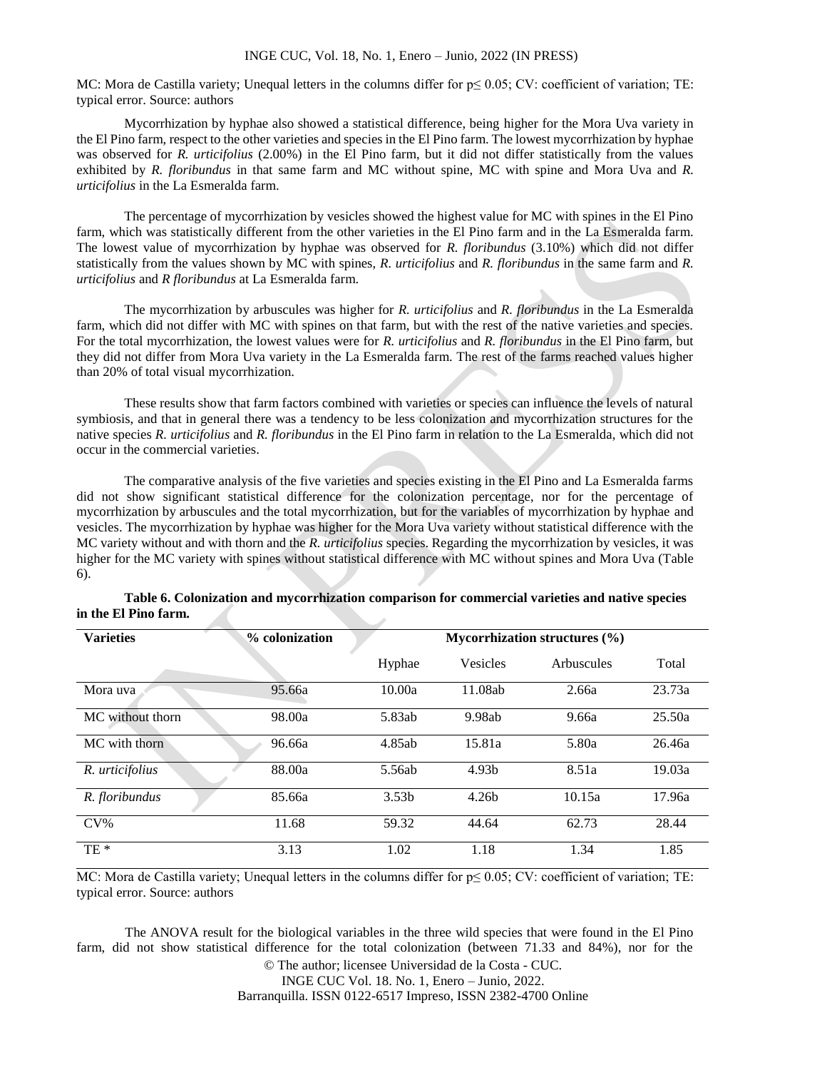MC: Mora de Castilla variety; Unequal letters in the columns differ for p≤ 0.05; CV: coefficient of variation; TE: typical error. Source: authors

Mycorrhization by hyphae also showed a statistical difference, being higher for the Mora Uva variety in the El Pino farm, respect to the other varieties and species in the El Pino farm. The lowest mycorrhization by hyphae was observed for *R. urticifolius* (2.00%) in the El Pino farm, but it did not differ statistically from the values exhibited by *R. floribundus* in that same farm and MC without spine, MC with spine and Mora Uva and *R. urticifolius* in the La Esmeralda farm.

The percentage of mycorrhization by vesicles showed the highest value for MC with spines in the El Pino farm, which was statistically different from the other varieties in the El Pino farm and in the La Esmeralda farm. The lowest value of mycorrhization by hyphae was observed for *R. floribundus* (3.10%) which did not differ statistically from the values shown by MC with spines, *R. urticifolius* and *R. floribundus* in the same farm and *R. urticifolius* and *R floribundus* at La Esmeralda farm.

The mycorrhization by arbuscules was higher for *R. urticifolius* and *R. floribundus* in the La Esmeralda farm, which did not differ with MC with spines on that farm, but with the rest of the native varieties and species. For the total mycorrhization, the lowest values were for *R. urticifolius* and *R. floribundus* in the El Pino farm, but they did not differ from Mora Uva variety in the La Esmeralda farm. The rest of the farms reached values higher than 20% of total visual mycorrhization.

These results show that farm factors combined with varieties or species can influence the levels of natural symbiosis, and that in general there was a tendency to be less colonization and mycorrhization structures for the native species *R. urticifolius* and *R. floribundus* in the El Pino farm in relation to the La Esmeralda, which did not occur in the commercial varieties.

The comparative analysis of the five varieties and species existing in the El Pino and La Esmeralda farms did not show significant statistical difference for the colonization percentage, nor for the percentage of mycorrhization by arbuscules and the total mycorrhization, but for the variables of mycorrhization by hyphae and vesicles. The mycorrhization by hyphae was higher for the Mora Uva variety without statistical difference with the MC variety without and with thorn and the *R. urticifolius* species. Regarding the mycorrhization by vesicles, it was higher for the MC variety with spines without statistical difference with MC without spines and Mora Uva (Table 6).

**Table 6. Colonization and mycorrhization comparison for commercial varieties and native species in the El Pino farm.**

| Varieties | % colonization | Mycorrhization structures (%) | | | |
|---|---|---|---|---|---|
| | | Hyphae | Vesicles | Arbuscules | Total |
| Mora uva | 95.66a | 10.00a | 11.08ab | 2.66a | 23.73a |
| MC without thorn | 98.00a | 5.83ab | 9.98ab | 9.66a | 25.50a |
| MC with thorn | 96.66a | 4.85ab | 15.81a | 5.80a | 26.46a |
| *R. urticifolius* | 88.00a | 5.56ab | 4.93b | 8.51a | 19.03a |
| *R. floribundus* | 85.66a | 3.53b | 4.26b | 10.15a | 17.96a |
| CV% | 11.68 | 59.32 | 44.64 | 62.73 | 28.44 |
| TE * | 3.13 | 1.02 | 1.18 | 1.34 | 1.85 |

MC: Mora de Castilla variety; Unequal letters in the columns differ for p≤ 0.05; CV: coefficient of variation; TE: typical error. Source: authors

The ANOVA result for the biological variables in the three wild species that were found in the El Pino farm, did not show statistical difference for the total colonization (between 71.33 and 84%), nor for the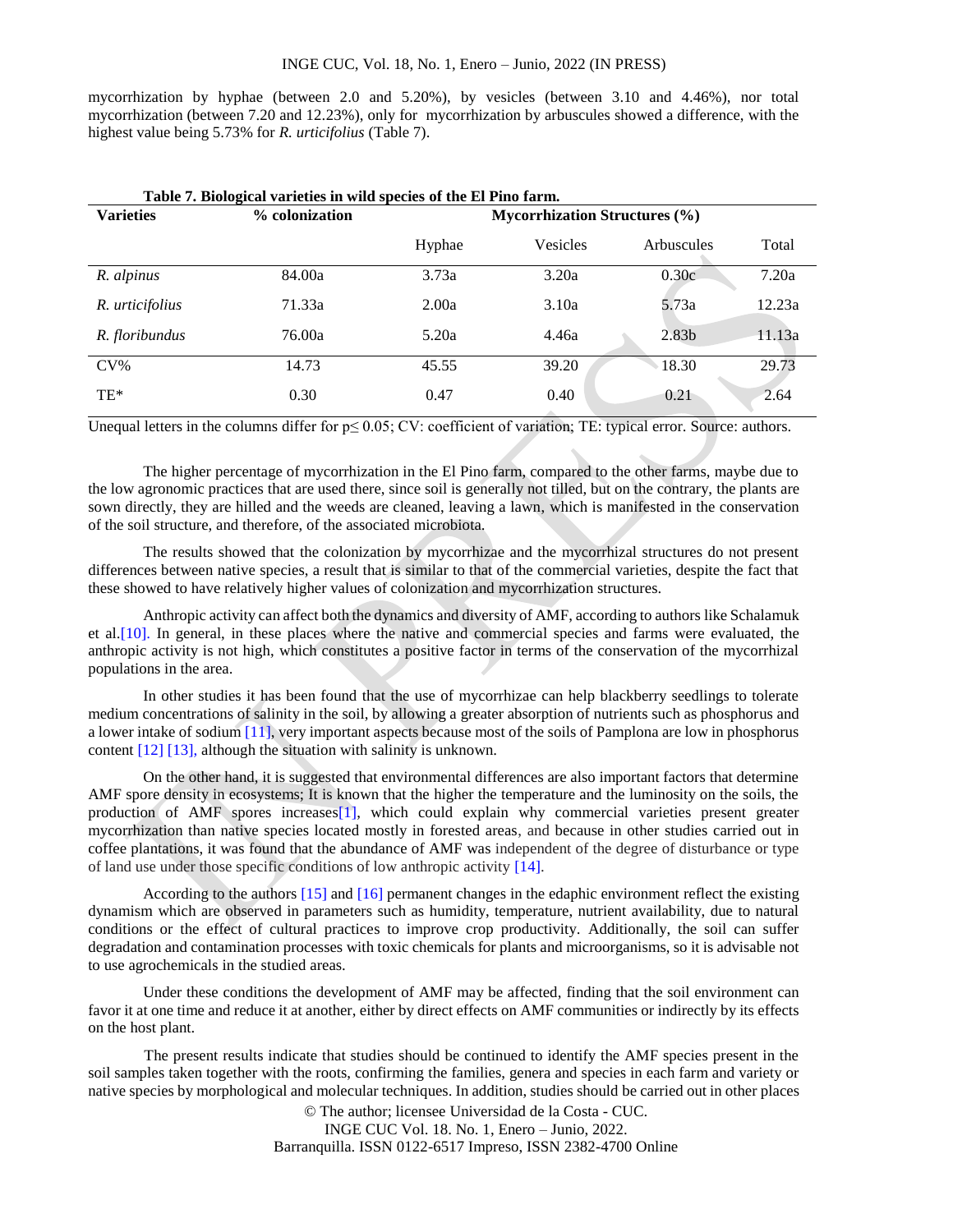mycorrhization by hyphae (between 2.0 and 5.20%), by vesicles (between 3.10 and 4.46%), nor total mycorrhization (between 7.20 and 12.23%), only for mycorrhization by arbuscules showed a difference, with the highest value being 5.73% for *R. urticifolius* (Table 7).

**Table 7. Biological varieties in wild species of the El Pino farm.**

| Varieties | % colonization | Mycorrhization Structures (%) | | | |
|---|---|---|---|---|---|
| | | Hyphae | Vesicles | Arbuscules | Total |
| *R. alpinus* | 84.00a | 3.73a | 3.20a | 0.30c | 7.20a |
| *R. urticifolius* | 71.33a | 2.00a | 3.10a | 5.73a | 12.23a |
| *R. floribundus* | 76.00a | 5.20a | 4.46a | 2.83b | 11.13a |
| CV% | 14.73 | 45.55 | 39.20 | 18.30 | 29.73 |
| TE* | 0.30 | 0.47 | 0.40 | 0.21 | 2.64 |

Unequal letters in the columns differ for p≤ 0.05; CV: coefficient of variation; TE: typical error. Source: authors.

The higher percentage of mycorrhization in the El Pino farm, compared to the other farms, maybe due to the low agronomic practices that are used there, since soil is generally not tilled, but on the contrary, the plants are sown directly, they are hilled and the weeds are cleaned, leaving a lawn, which is manifested in the conservation of the soil structure, and therefore, of the associated microbiota.

The results showed that the colonization by mycorrhizae and the mycorrhizal structures do not present differences between native species, a result that is similar to that of the commercial varieties, despite the fact that these showed to have relatively higher values of colonization and mycorrhization structures.

Anthropic activity can affect both the dynamics and diversity of AMF, according to authors like Schalamuk et al.[10]. In general, in these places where the native and commercial species and farms were evaluated, the anthropic activity is not high, which constitutes a positive factor in terms of the conservation of the mycorrhizal populations in the area.

In other studies it has been found that the use of mycorrhizae can help blackberry seedlings to tolerate medium concentrations of salinity in the soil, by allowing a greater absorption of nutrients such as phosphorus and a lower intake of sodium [11], very important aspects because most of the soils of Pamplona are low in phosphorus content [12] [13], although the situation with salinity is unknown.

On the other hand, it is suggested that environmental differences are also important factors that determine AMF spore density in ecosystems; It is known that the higher the temperature and the luminosity on the soils, the production of AMF spores increases[1], which could explain why commercial varieties present greater mycorrhization than native species located mostly in forested areas, and because in other studies carried out in coffee plantations, it was found that the abundance of AMF was independent of the degree of disturbance or type of land use under those specific conditions of low anthropic activity [14].

According to the authors [15] and [16] permanent changes in the edaphic environment reflect the existing dynamism which are observed in parameters such as humidity, temperature, nutrient availability, due to natural conditions or the effect of cultural practices to improve crop productivity. Additionally, the soil can suffer degradation and contamination processes with toxic chemicals for plants and microorganisms, so it is advisable not to use agrochemicals in the studied areas.

Under these conditions the development of AMF may be affected, finding that the soil environment can favor it at one time and reduce it at another, either by direct effects on AMF communities or indirectly by its effects on the host plant.

The present results indicate that studies should be continued to identify the AMF species present in the soil samples taken together with the roots, confirming the families, genera and species in each farm and variety or native species by morphological and molecular techniques. In addition, studies should be carried out in other places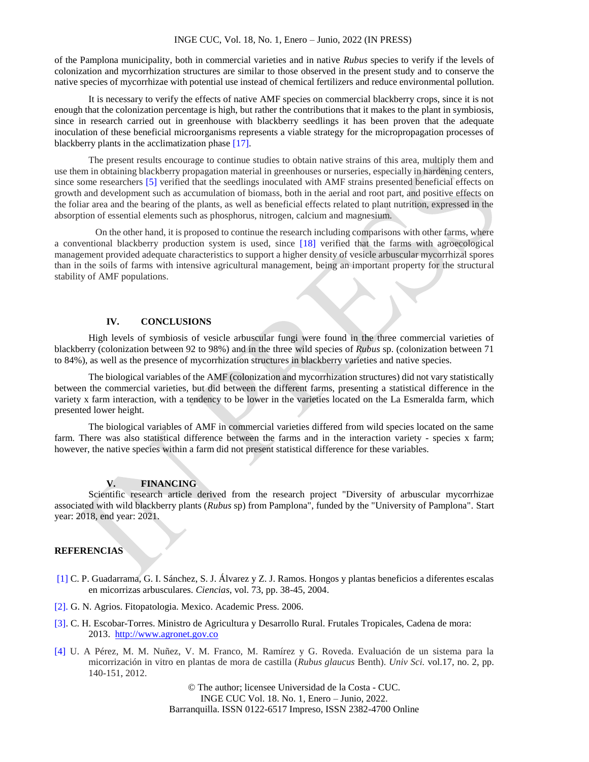of the Pamplona municipality, both in commercial varieties and in native *Rubus* species to verify if the levels of colonization and mycorrhization structures are similar to those observed in the present study and to conserve the native species of mycorrhizae with potential use instead of chemical fertilizers and reduce environmental pollution.

It is necessary to verify the effects of native AMF species on commercial blackberry crops, since it is not enough that the colonization percentage is high, but rather the contributions that it makes to the plant in symbiosis, since in research carried out in greenhouse with blackberry seedlings it has been proven that the adequate inoculation of these beneficial microorganisms represents a viable strategy for the micropropagation processes of blackberry plants in the acclimatization phase [17].

The present results encourage to continue studies to obtain native strains of this area, multiply them and use them in obtaining blackberry propagation material in greenhouses or nurseries, especially in hardening centers, since some researchers [5] verified that the seedlings inoculated with AMF strains presented beneficial effects on growth and development such as accumulation of biomass, both in the aerial and root part, and positive effects on the foliar area and the bearing of the plants, as well as beneficial effects related to plant nutrition, expressed in the absorption of essential elements such as phosphorus, nitrogen, calcium and magnesium.

On the other hand, it is proposed to continue the research including comparisons with other farms, where a conventional blackberry production system is used, since [18] verified that the farms with agroecological management provided adequate characteristics to support a higher density of vesicle arbuscular mycorrhizal spores than in the soils of farms with intensive agricultural management, being an important property for the structural stability of AMF populations.

## IV. CONCLUSIONS

High levels of symbiosis of vesicle arbuscular fungi were found in the three commercial varieties of blackberry (colonization between 92 to 98%) and in the three wild species of *Rubus* sp. (colonization between 71 to 84%), as well as the presence of mycorrhization structures in blackberry varieties and native species.

The biological variables of the AMF (colonization and mycorrhization structures) did not vary statistically between the commercial varieties, but did between the different farms, presenting a statistical difference in the variety x farm interaction, with a tendency to be lower in the varieties located on the La Esmeralda farm, which presented lower height.

The biological variables of AMF in commercial varieties differed from wild species located on the same farm. There was also statistical difference between the farms and in the interaction variety - species x farm; however, the native species within a farm did not present statistical difference for these variables.

## V. FINANCING

Scientific research article derived from the research project "Diversity of arbuscular mycorrhizae associated with wild blackberry plants (*Rubus* sp) from Pamplona", funded by the "University of Pamplona". Start year: 2018, end year: 2021.

## REFERENCIAS

[1] C. P. Guadarrama, G. I. Sánchez, S. J. Álvarez y Z. J. Ramos. Hongos y plantas beneficios a diferentes escalas en micorrizas arbusculares. *Ciencias*, vol. 73, pp. 38-45, 2004.

[2]. G. N. Agrios. Fitopatologia. Mexico. Academic Press. 2006.

[3]. C. H. Escobar-Torres. Ministro de Agricultura y Desarrollo Rural. Frutales Tropicales, Cadena de mora: 2013. http://www.agronet.gov.co

[4] U. A Pérez, M. M. Nuñez, V. M. Franco, M. Ramírez y G. Roveda. Evaluación de un sistema para la micorrización in vitro en plantas de mora de castilla (*Rubus glaucus* Benth). *Univ Sci.* vol.17, no. 2, pp. 140-151, 2012.

© The author; licensee Universidad de la Costa - CUC.
INGE CUC Vol. 18. No. 1, Enero – Junio, 2022.
Barranquilla. ISSN 0122-6517 Impreso, ISSN 2382-4700 Online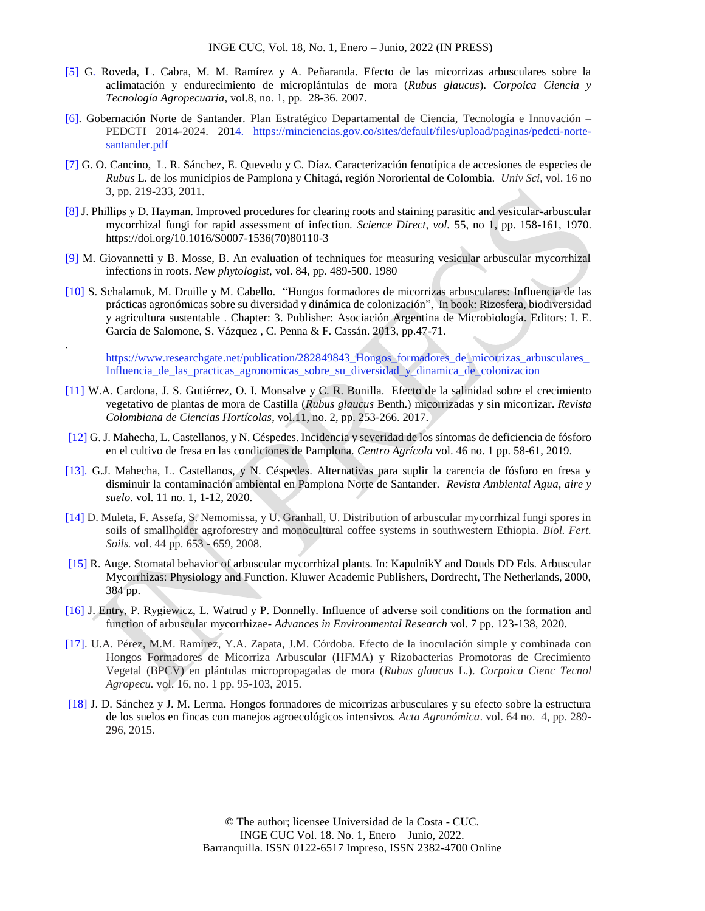[5] G. Roveda, L. Cabra, M. M. Ramírez y A. Peñaranda. Efecto de las micorrizas arbusculares sobre la aclimatación y endurecimiento de microplántulas de mora (*Rubus glaucus*). *Corpoica Ciencia y Tecnología Agropecuaria*, vol.8, no. 1, pp. 28-36. 2007.

[6]. Gobernación Norte de Santander. Plan Estratégico Departamental de Ciencia, Tecnología e Innovación – PEDCTI 2014-2024. 2014. https://minciencias.gov.co/sites/default/files/upload/paginas/pedcti-norte-santander.pdf

[7] G. O. Cancino, L. R. Sánchez, E. Quevedo y C. Díaz. Caracterización fenotípica de accesiones de especies de *Rubus* L. de los municipios de Pamplona y Chitagá, región Nororiental de Colombia. *Univ Sci*, vol. 16 no 3, pp. 219-233, 2011.

[8] J. Phillips y D. Hayman. Improved procedures for clearing roots and staining parasitic and vesicular-arbuscular mycorrhizal fungi for rapid assessment of infection. *Science Direct, vol.* 55, no 1, pp. 158-161, 1970. https://doi.org/10.1016/S0007-1536(70)80110-3

[9] M. Giovannetti y B. Mosse, B. An evaluation of techniques for measuring vesicular arbuscular mycorrhizal infections in roots. *New phytologist*, vol. 84, pp. 489-500. 1980

[10] S. Schalamuk, M. Druille y M. Cabello. "Hongos formadores de micorrizas arbusculares: Influencia de las prácticas agronómicas sobre su diversidad y dinámica de colonización", In book: Rizosfera, biodiversidad y agricultura sustentable . Chapter: 3. Publisher: Asociación Argentina de Microbiología. Editors: I. E. García de Salomone, S. Vázquez , C. Penna & F. Cassán. 2013, pp.47-71.

.

https://www.researchgate.net/publication/282849843_Hongos_formadores_de_micorrizas_arbusculares_Influencia_de_las_practicas_agronomicas_sobre_su_diversidad_y_dinamica_de_colonizacion

[11] W.A. Cardona, J. S. Gutiérrez, O. I. Monsalve y C. R. Bonilla. Efecto de la salinidad sobre el crecimiento vegetativo de plantas de mora de Castilla (*Rubus glaucus* Benth.) micorrizadas y sin micorrizar. *Revista Colombiana de Ciencias Hortícolas*, vol.11, no. 2, pp. 253-266. 2017.

[12] G. J. Mahecha, L. Castellanos, y N. Céspedes. Incidencia y severidad de los síntomas de deficiencia de fósforo en el cultivo de fresa en las condiciones de Pamplona. *Centro Agrícola* vol. 46 no. 1 pp. 58-61, 2019.

[13]. G.J. Mahecha, L. Castellanos, y N. Céspedes. Alternativas para suplir la carencia de fósforo en fresa y disminuir la contaminación ambiental en Pamplona Norte de Santander. *Revista Ambiental Agua, aire y suelo.* vol. 11 no. 1, 1-12, 2020.

[14] D. Muleta, F. Assefa, S. Nemomissa, y U. Granhall, U. Distribution of arbuscular mycorrhizal fungi spores in soils of smallholder agroforestry and monocultural coffee systems in southwestern Ethiopia. *Biol. Fert. Soils.* vol. 44 pp. 653 - 659, 2008.

[15] R. Auge. Stomatal behavior of arbuscular mycorrhizal plants. In: KapulnikY and Douds DD Eds. Arbuscular Mycorrhizas: Physiology and Function. Kluwer Academic Publishers, Dordrecht, The Netherlands, 2000, 384 pp.

[16] J. Entry, P. Rygiewicz, L. Watrud y P. Donnelly. Influence of adverse soil conditions on the formation and function of arbuscular mycorrhizae- *Advances in Environmental Research* vol. 7 pp. 123-138, 2020.

[17]. U.A. Pérez, M.M. Ramírez, Y.A. Zapata, J.M. Córdoba. Efecto de la inoculación simple y combinada con Hongos Formadores de Micorriza Arbuscular (HFMA) y Rizobacterias Promotoras de Crecimiento Vegetal (BPCV) en plántulas micropropagadas de mora (*Rubus glaucus* L.). *Corpoica Cienc Tecnol Agropecu.* vol. 16, no. 1 pp. 95-103, 2015.

[18] J. D. Sánchez y J. M. Lerma. Hongos formadores de micorrizas arbusculares y su efecto sobre la estructura de los suelos en fincas con manejos agroecológicos intensivos. *Acta Agronómica*. vol. 64 no. 4, pp. 289-296, 2015.